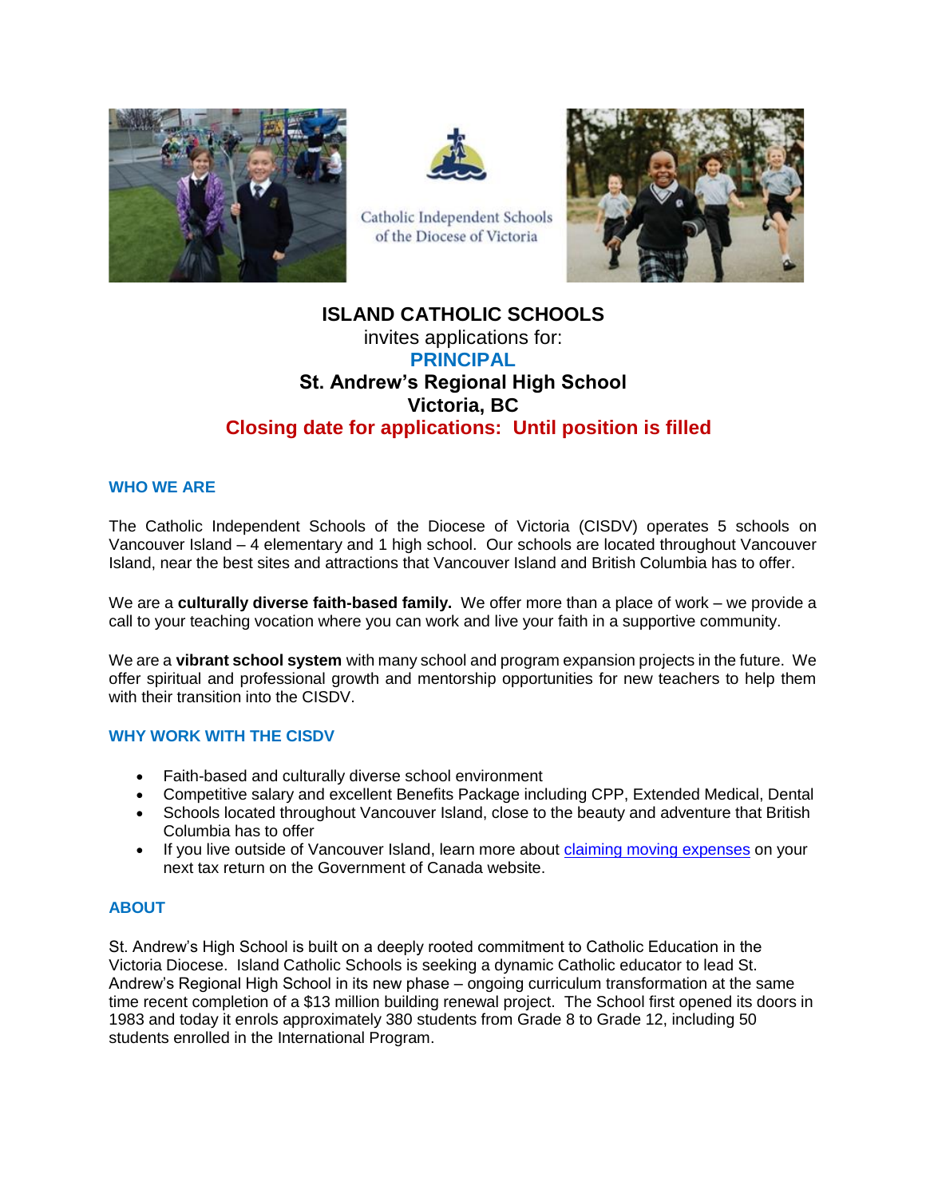Catholic Independent Schools of the Diocese of Victoria

# ISLAND CATHOLIC SCHOOLS

invites applications for:

## PRINCIPAL

### St. Andrew's Regional High School
### Victoria, BC

**Closing date for applications: Until position is filled**

## WHO WE ARE

The Catholic Independent Schools of the Diocese of Victoria (CISDV) operates 5 schools on Vancouver Island – 4 elementary and 1 high school. Our schools are located throughout Vancouver Island, near the best sites and attractions that Vancouver Island and British Columbia has to offer.

We are a **culturally diverse faith-based family.** We offer more than a place of work – we provide a call to your teaching vocation where you can work and live your faith in a supportive community.

We are a **vibrant school system** with many school and program expansion projects in the future. We offer spiritual and professional growth and mentorship opportunities for new teachers to help them with their transition into the CISDV.

## WHY WORK WITH THE CISDV

- Faith-based and culturally diverse school environment
- Competitive salary and excellent Benefits Package including CPP, Extended Medical, Dental
- Schools located throughout Vancouver Island, close to the beauty and adventure that British Columbia has to offer
- If you live outside of Vancouver Island, learn more about claiming moving expenses on your next tax return on the Government of Canada website.

## ABOUT

St. Andrew's High School is built on a deeply rooted commitment to Catholic Education in the Victoria Diocese. Island Catholic Schools is seeking a dynamic Catholic educator to lead St. Andrew's Regional High School in its new phase – ongoing curriculum transformation at the same time recent completion of a $13 million building renewal project. The School first opened its doors in 1983 and today it enrols approximately 380 students from Grade 8 to Grade 12, including 50 students enrolled in the International Program.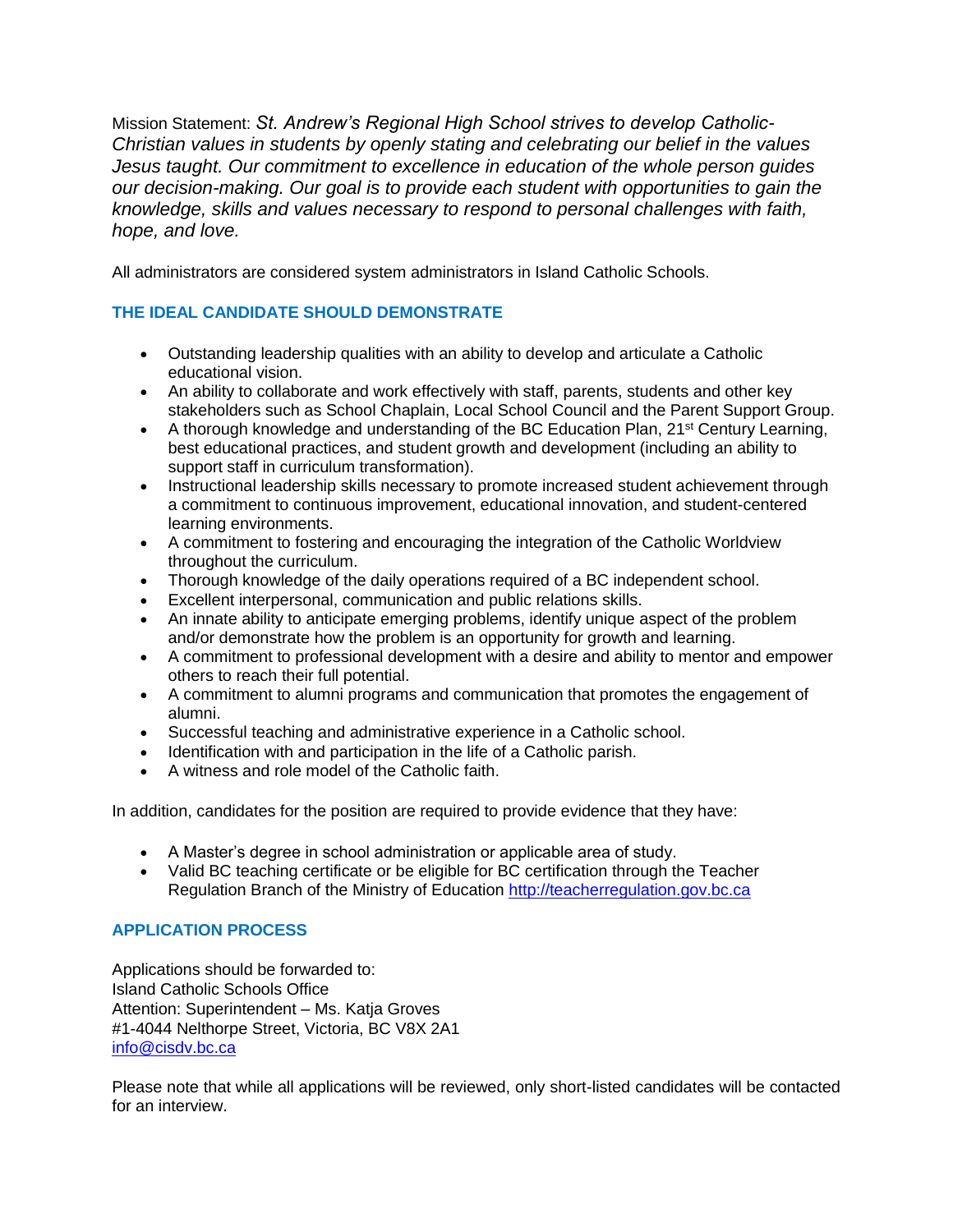Mission Statement: *St. Andrew's Regional High School strives to develop Catholic-Christian values in students by openly stating and celebrating our belief in the values Jesus taught. Our commitment to excellence in education of the whole person guides our decision-making. Our goal is to provide each student with opportunities to gain the knowledge, skills and values necessary to respond to personal challenges with faith, hope, and love.*

All administrators are considered system administrators in Island Catholic Schools.

## THE IDEAL CANDIDATE SHOULD DEMONSTRATE

- Outstanding leadership qualities with an ability to develop and articulate a Catholic educational vision.
- An ability to collaborate and work effectively with staff, parents, students and other key stakeholders such as School Chaplain, Local School Council and the Parent Support Group.
- A thorough knowledge and understanding of the BC Education Plan, 21st Century Learning, best educational practices, and student growth and development (including an ability to support staff in curriculum transformation).
- Instructional leadership skills necessary to promote increased student achievement through a commitment to continuous improvement, educational innovation, and student-centered learning environments.
- A commitment to fostering and encouraging the integration of the Catholic Worldview throughout the curriculum.
- Thorough knowledge of the daily operations required of a BC independent school.
- Excellent interpersonal, communication and public relations skills.
- An innate ability to anticipate emerging problems, identify unique aspect of the problem and/or demonstrate how the problem is an opportunity for growth and learning.
- A commitment to professional development with a desire and ability to mentor and empower others to reach their full potential.
- A commitment to alumni programs and communication that promotes the engagement of alumni.
- Successful teaching and administrative experience in a Catholic school.
- Identification with and participation in the life of a Catholic parish.
- A witness and role model of the Catholic faith.

In addition, candidates for the position are required to provide evidence that they have:

- A Master's degree in school administration or applicable area of study.
- Valid BC teaching certificate or be eligible for BC certification through the Teacher Regulation Branch of the Ministry of Education http://teacherregulation.gov.bc.ca

## APPLICATION PROCESS

Applications should be forwarded to:
Island Catholic Schools Office
Attention: Superintendent – Ms. Katja Groves
#1-4044 Nelthorpe Street, Victoria, BC V8X 2A1
info@cisdv.bc.ca

Please note that while all applications will be reviewed, only short-listed candidates will be contacted for an interview.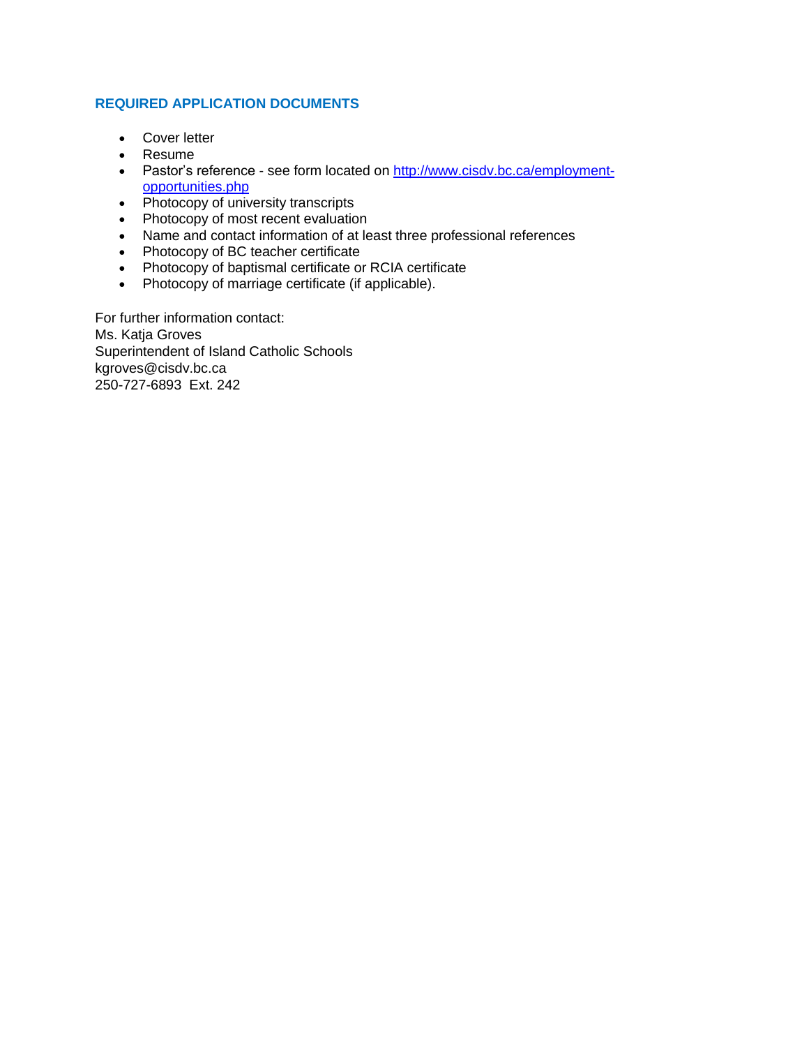## REQUIRED APPLICATION DOCUMENTS

- Cover letter
- Resume
- Pastor's reference - see form located on [http://www.cisdv.bc.ca/employment-opportunities.php](http://www.cisdv.bc.ca/employment-opportunities.php)
- Photocopy of university transcripts
- Photocopy of most recent evaluation
- Name and contact information of at least three professional references
- Photocopy of BC teacher certificate
- Photocopy of baptismal certificate or RCIA certificate
- Photocopy of marriage certificate (if applicable).

For further information contact:
Ms. Katja Groves
Superintendent of Island Catholic Schools
kgroves@cisdv.bc.ca
250-727-6893 Ext. 242